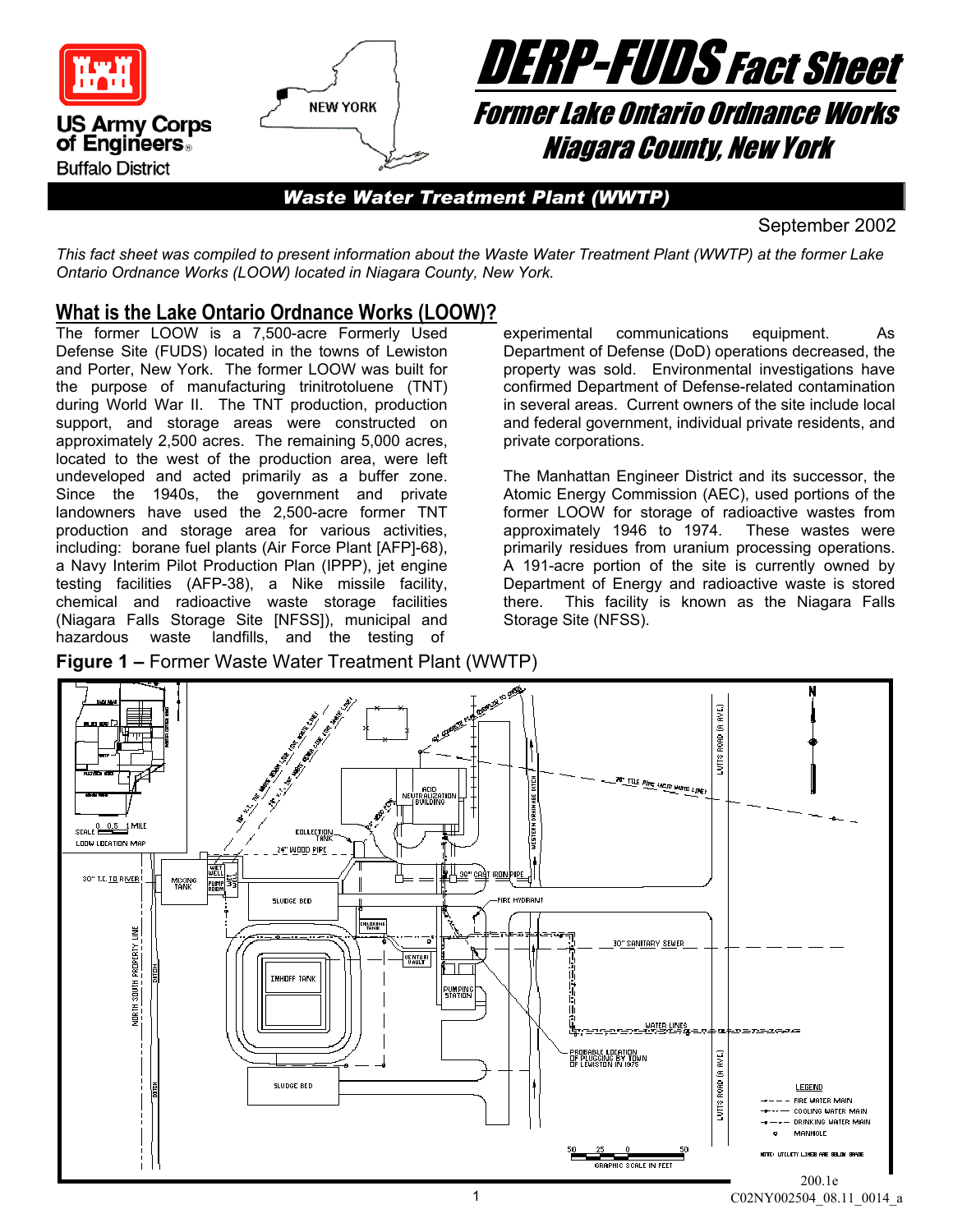US Army Corps of Engineers
Buffalo District

# DERP-FUDS Fact Sheet

## Former Lake Ontario Ordnance Works
## Niagara County, New York

**Waste Water Treatment Plant (WWTP)**

September 2002

*This fact sheet was compiled to present information about the Waste Water Treatment Plant (WWTP) at the former Lake Ontario Ordnance Works (LOOW) located in Niagara County, New York.*

## What is the Lake Ontario Ordnance Works (LOOW)?

The former LOOW is a 7,500-acre Formerly Used Defense Site (FUDS) located in the towns of Lewiston and Porter, New York. The former LOOW was built for the purpose of manufacturing trinitrotoluene (TNT) during World War II. The TNT production, production support, and storage areas were constructed on approximately 2,500 acres. The remaining 5,000 acres, located to the west of the production area, were left undeveloped and acted primarily as a buffer zone. Since the 1940s, the government and private landowners have used the 2,500-acre former TNT production and storage area for various activities, including: borane fuel plants (Air Force Plant [AFP]-68), a Navy Interim Pilot Production Plan (IPPP), jet engine testing facilities (AFP-38), a Nike missile facility, chemical and radioactive waste storage facilities (Niagara Falls Storage Site [NFSS]), municipal and hazardous waste landfills, and the testing of experimental communications equipment. As Department of Defense (DoD) operations decreased, the property was sold. Environmental investigations have confirmed Department of Defense-related contamination in several areas. Current owners of the site include local and federal government, individual private residents, and private corporations.

The Manhattan Engineer District and its successor, the Atomic Energy Commission (AEC), used portions of the former LOOW for storage of radioactive wastes from approximately 1946 to 1974. These wastes were primarily residues from uranium processing operations. A 191-acre portion of the site is currently owned by Department of Energy and radioactive waste is stored there. This facility is known as the Niagara Falls Storage Site (NFSS).

**Figure 1 –** Former Waste Water Treatment Plant (WWTP)

200.1e
C02NY002504_08.11_0014_a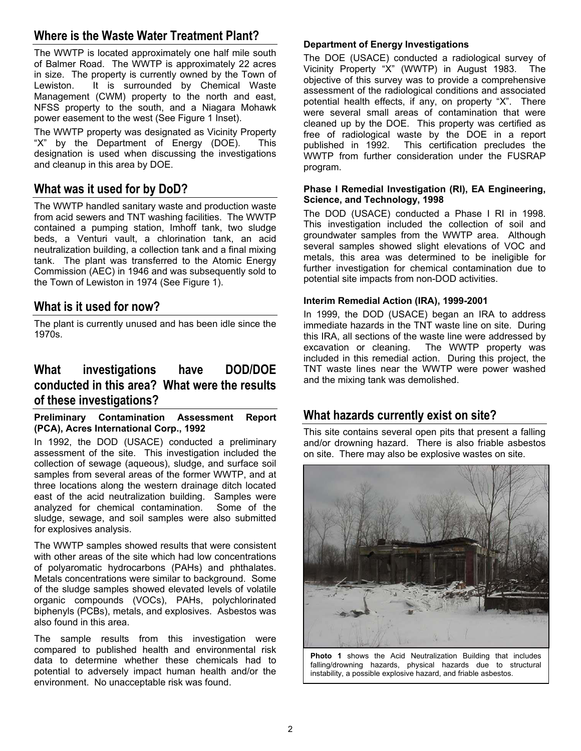## Where is the Waste Water Treatment Plant?

The WWTP is located approximately one half mile south of Balmer Road. The WWTP is approximately 22 acres in size. The property is currently owned by the Town of Lewiston. It is surrounded by Chemical Waste Management (CWM) property to the north and east, NFSS property to the south, and a Niagara Mohawk power easement to the west (See Figure 1 Inset).

The WWTP property was designated as Vicinity Property "X" by the Department of Energy (DOE). This designation is used when discussing the investigations and cleanup in this area by DOE.

## What was it used for by DoD?

The WWTP handled sanitary waste and production waste from acid sewers and TNT washing facilities. The WWTP contained a pumping station, Imhoff tank, two sludge beds, a Venturi vault, a chlorination tank, an acid neutralization building, a collection tank and a final mixing tank. The plant was transferred to the Atomic Energy Commission (AEC) in 1946 and was subsequently sold to the Town of Lewiston in 1974 (See Figure 1).

## What is it used for now?

The plant is currently unused and has been idle since the 1970s.

## What investigations have DOD/DOE conducted in this area? What were the results of these investigations?

**Preliminary Contamination Assessment Report (PCA), Acres International Corp., 1992**

In 1992, the DOD (USACE) conducted a preliminary assessment of the site. This investigation included the collection of sewage (aqueous), sludge, and surface soil samples from several areas of the former WWTP, and at three locations along the western drainage ditch located east of the acid neutralization building. Samples were analyzed for chemical contamination. Some of the sludge, sewage, and soil samples were also submitted for explosives analysis.

The WWTP samples showed results that were consistent with other areas of the site which had low concentrations of polyaromatic hydrocarbons (PAHs) and phthalates. Metals concentrations were similar to background. Some of the sludge samples showed elevated levels of volatile organic compounds (VOCs), PAHs, polychlorinated biphenyls (PCBs), metals, and explosives. Asbestos was also found in this area.

The sample results from this investigation were compared to published health and environmental risk data to determine whether these chemicals had to potential to adversely impact human health and/or the environment. No unacceptable risk was found.

**Department of Energy Investigations**

The DOE (USACE) conducted a radiological survey of Vicinity Property "X" (WWTP) in August 1983. The objective of this survey was to provide a comprehensive assessment of the radiological conditions and associated potential health effects, if any, on property "X". There were several small areas of contamination that were cleaned up by the DOE. This property was certified as free of radiological waste by the DOE in a report published in 1992. This certification precludes the WWTP from further consideration under the FUSRAP program.

**Phase I Remedial Investigation (RI), EA Engineering, Science, and Technology, 1998**

The DOD (USACE) conducted a Phase I RI in 1998. This investigation included the collection of soil and groundwater samples from the WWTP area. Although several samples showed slight elevations of VOC and metals, this area was determined to be ineligible for further investigation for chemical contamination due to potential site impacts from non-DOD activities.

**Interim Remedial Action (IRA), 1999-2001**

In 1999, the DOD (USACE) began an IRA to address immediate hazards in the TNT waste line on site. During this IRA, all sections of the waste line were addressed by excavation or cleaning. The WWTP property was included in this remedial action. During this project, the TNT waste lines near the WWTP were power washed and the mixing tank was demolished.

## What hazards currently exist on site?

This site contains several open pits that present a falling and/or drowning hazard. There is also friable asbestos on site. There may also be explosive wastes on site.

**Photo 1** shows the Acid Neutralization Building that includes falling/drowning hazards, physical hazards due to structural instability, a possible explosive hazard, and friable asbestos.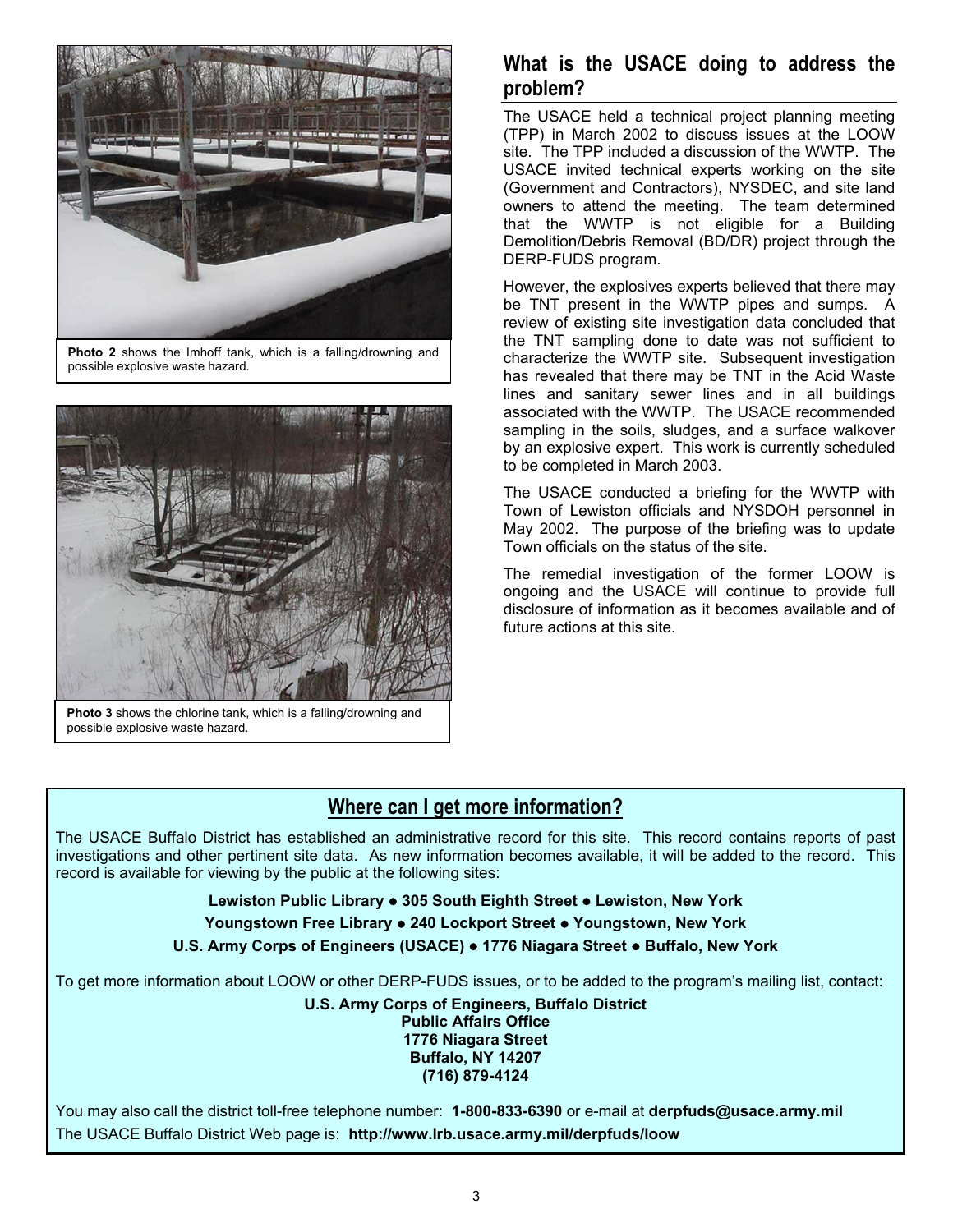**Photo 2** shows the Imhoff tank, which is a falling/drowning and possible explosive waste hazard.

**Photo 3** shows the chlorine tank, which is a falling/drowning and possible explosive waste hazard.

## What is the USACE doing to address the problem?

The USACE held a technical project planning meeting (TPP) in March 2002 to discuss issues at the LOOW site. The TPP included a discussion of the WWTP. The USACE invited technical experts working on the site (Government and Contractors), NYSDEC, and site land owners to attend the meeting. The team determined that the WWTP is not eligible for a Building Demolition/Debris Removal (BD/DR) project through the DERP-FUDS program.

However, the explosives experts believed that there may be TNT present in the WWTP pipes and sumps. A review of existing site investigation data concluded that the TNT sampling done to date was not sufficient to characterize the WWTP site. Subsequent investigation has revealed that there may be TNT in the Acid Waste lines and sanitary sewer lines and in all buildings associated with the WWTP. The USACE recommended sampling in the soils, sludges, and a surface walkover by an explosive expert. This work is currently scheduled to be completed in March 2003.

The USACE conducted a briefing for the WWTP with Town of Lewiston officials and NYSDOH personnel in May 2002. The purpose of the briefing was to update Town officials on the status of the site.

The remedial investigation of the former LOOW is ongoing and the USACE will continue to provide full disclosure of information as it becomes available and of future actions at this site.

## Where can I get more information?

The USACE Buffalo District has established an administrative record for this site. This record contains reports of past investigations and other pertinent site data. As new information becomes available, it will be added to the record. This record is available for viewing by the public at the following sites:

**Lewiston Public Library ● 305 South Eighth Street ● Lewiston, New York**

**Youngstown Free Library ● 240 Lockport Street ● Youngstown, New York**

**U.S. Army Corps of Engineers (USACE) ● 1776 Niagara Street ● Buffalo, New York**

To get more information about LOOW or other DERP-FUDS issues, or to be added to the program's mailing list, contact:

**U.S. Army Corps of Engineers, Buffalo District**
**Public Affairs Office**
**1776 Niagara Street**
**Buffalo, NY 14207**
**(716) 879-4124**

You may also call the district toll-free telephone number: **1-800-833-6390** or e-mail at **derpfuds@usace.army.mil**

The USACE Buffalo District Web page is: **http://www.lrb.usace.army.mil/derpfuds/loow**